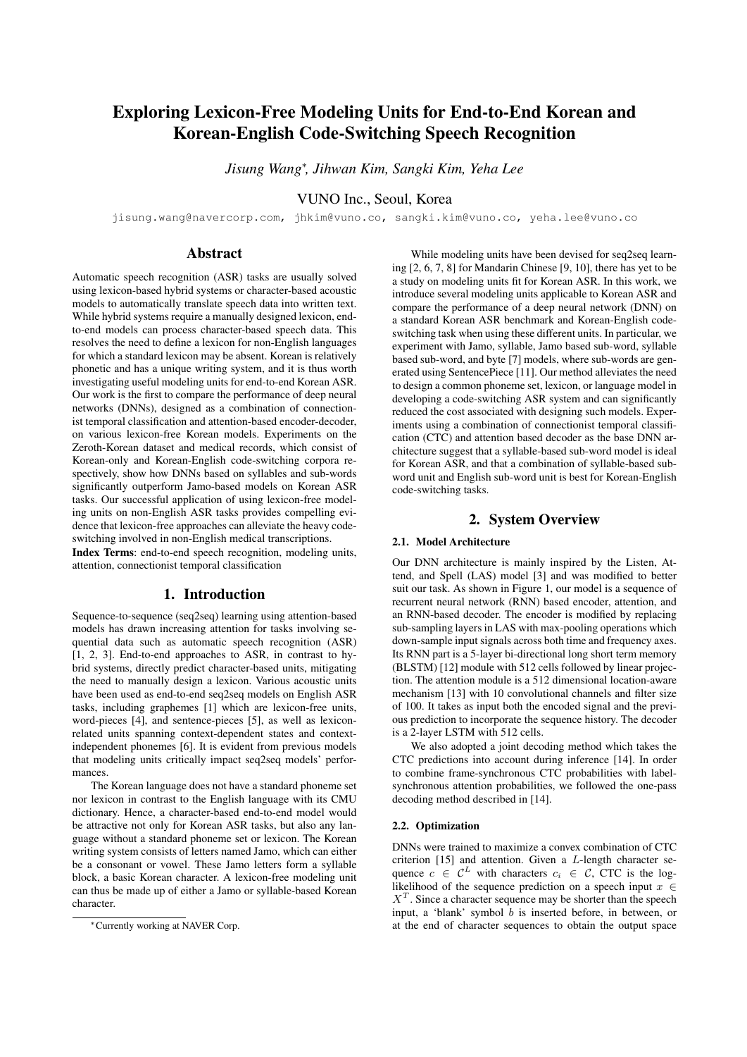# Exploring Lexicon-Free Modeling Units for End-to-End Korean and Korean-English Code-Switching Speech Recognition

*Jisung Wang\*, Jihwan Kim, Sangki Kim, Yeha Lee*

VUNO Inc., Seoul, Korea

jisung.wang@navercorp.com, jhkim@vuno.co, sangki.kim@vuno.co, yeha.lee@vuno.co

## Abstract

Automatic speech recognition (ASR) tasks are usually solved using lexicon-based hybrid systems or character-based acoustic models to automatically translate speech data into written text. While hybrid systems require a manually designed lexicon, end-to-end models can process character-based speech data. This resolves the need to define a lexicon for non-English languages for which a standard lexicon may be absent. Korean is relatively phonetic and has a unique writing system, and it is thus worth investigating useful modeling units for end-to-end Korean ASR. Our work is the first to compare the performance of deep neural networks (DNNs), designed as a combination of connectionist temporal classification and attention-based encoder-decoder, on various lexicon-free Korean models. Experiments on the Zeroth-Korean dataset and medical records, which consist of Korean-only and Korean-English code-switching corpora respectively, show how DNNs based on syllables and sub-words significantly outperform Jamo-based models on Korean ASR tasks. Our successful application of using lexicon-free modeling units on non-English ASR tasks provides compelling evidence that lexicon-free approaches can alleviate the heavy code-switching involved in non-English medical transcriptions.

**Index Terms**: end-to-end speech recognition, modeling units, attention, connectionist temporal classification

## 1. Introduction

Sequence-to-sequence (seq2seq) learning using attention-based models has drawn increasing attention for tasks involving sequential data such as automatic speech recognition (ASR) [1, 2, 3]. End-to-end approaches to ASR, in contrast to hybrid systems, directly predict character-based units, mitigating the need to manually design a lexicon. Various acoustic units have been used as end-to-end seq2seq models on English ASR tasks, including graphemes [1] which are lexicon-free units, word-pieces [4], and sentence-pieces [5], as well as lexicon-related units spanning context-dependent states and context-independent phonemes [6]. It is evident from previous models that modeling units critically impact seq2seq models' performances.

The Korean language does not have a standard phoneme set nor lexicon in contrast to the English language with its CMU dictionary. Hence, a character-based end-to-end model would be attractive not only for Korean ASR tasks, but also any language without a standard phoneme set or lexicon. The Korean writing system consists of letters named Jamo, which can either be a consonant or vowel. These Jamo letters form a syllable block, a basic Korean character. A lexicon-free modeling unit can thus be made up of either a Jamo or syllable-based Korean character.

While modeling units have been devised for seq2seq learning [2, 6, 7, 8] for Mandarin Chinese [9, 10], there has yet to be a study on modeling units fit for Korean ASR. In this work, we introduce several modeling units applicable to Korean ASR and compare the performance of a deep neural network (DNN) on a standard Korean ASR benchmark and Korean-English code-switching task when using these different units. In particular, we experiment with Jamo, syllable, Jamo based sub-word, syllable based sub-word, and byte [7] models, where sub-words are generated using SentencePiece [11]. Our method alleviates the need to design a common phoneme set, lexicon, or language model in developing a code-switching ASR system and can significantly reduced the cost associated with designing such models. Experiments using a combination of connectionist temporal classification (CTC) and attention based decoder as the base DNN architecture suggest that a syllable-based sub-word model is ideal for Korean ASR, and that a combination of syllable-based sub-word unit and English sub-word unit is best for Korean-English code-switching tasks.

## 2. System Overview

### 2.1. Model Architecture

Our DNN architecture is mainly inspired by the Listen, Attend, and Spell (LAS) model [3] and was modified to better suit our task. As shown in Figure 1, our model is a sequence of recurrent neural network (RNN) based encoder, attention, and an RNN-based decoder. The encoder is modified by replacing sub-sampling layers in LAS with max-pooling operations which down-sample input signals across both time and frequency axes. Its RNN part is a 5-layer bi-directional long short term memory (BLSTM) [12] module with 512 cells followed by linear projection. The attention module is a 512 dimensional location-aware mechanism [13] with 10 convolutional channels and filter size of 100. It takes as input both the encoded signal and the previous prediction to incorporate the sequence history. The decoder is a 2-layer LSTM with 512 cells.

We also adopted a joint decoding method which takes the CTC predictions into account during inference [14]. In order to combine frame-synchronous CTC probabilities with label-synchronous attention probabilities, we followed the one-pass decoding method described in [14].

### 2.2. Optimization

DNNs were trained to maximize a convex combination of CTC criterion [15] and attention. Given a $L$-length character sequence $c \in \mathcal{C}^L$ with characters $c_i \in \mathcal{C}$, CTC is the log-likelihood of the sequence prediction on a speech input $x \in X^T$. Since a character sequence may be shorter than the speech input, a 'blank' symbol $b$ is inserted before, in between, or at the end of character sequences to obtain the output space

\*Currently working at NAVER Corp.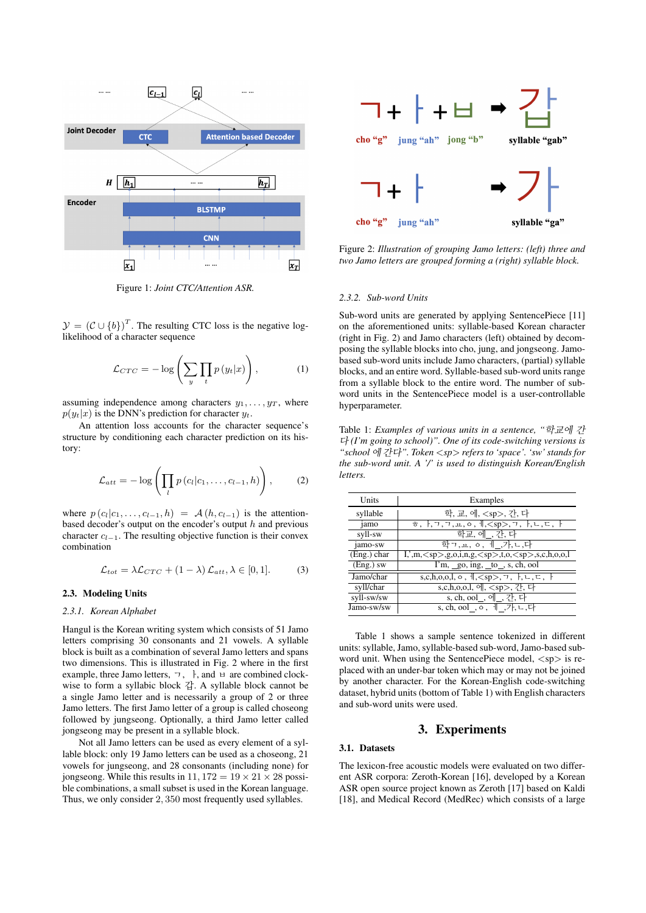Figure 1: *Joint CTC/Attention ASR.*

$\mathcal{Y} = (\mathcal{C} \cup \{b\})^T$. The resulting CTC loss is the negative log-likelihood of a character sequence

$$\mathcal{L}_{CTC} = -\log \left( \sum_y \prod_t p\left(y_t|x\right) \right), \quad (1)$$

assuming independence among characters $y_1, \ldots, y_T$, where $p(y_t|x)$ is the DNN's prediction for character $y_t$.

An attention loss accounts for the character sequence's structure by conditioning each character prediction on its history:

$$\mathcal{L}_{att} = -\log \left( \prod_l p\left(c_l|c_1, \ldots, c_{l-1}, h\right) \right), \quad (2)$$

where $p\left(c_l|c_1, \ldots, c_{l-1}, h\right) = \mathcal{A}\left(h, c_{l-1}\right)$ is the attention-based decoder's output on the encoder's output $h$ and previous character $c_{l-1}$. The resulting objective function is their convex combination

$$\mathcal{L}_{tot} = \lambda \mathcal{L}_{CTC} + (1-\lambda)\, \mathcal{L}_{att}, \lambda \in [0, 1]. \quad (3)$$

### 2.3. Modeling Units

#### 2.3.1. Korean Alphabet

Hangul is the Korean writing system which consists of 51 Jamo letters comprising 30 consonants and 21 vowels. A syllable block is built as a combination of several Jamo letters and spans two dimensions. This is illustrated in Fig. 2 where in the first example, three Jamo letters, ㄱ, ㅏ, and ㅂ are combined clockwise to form a syllabic block 갑. A syllable block cannot be a single Jamo letter and is necessarily a group of 2 or three Jamo letters. The first Jamo letter of a group is called choseong followed by jungseong. Optionally, a third Jamo letter called jongseong may be present in a syllable block.

Not all Jamo letters can be used as every element of a syllable block: only 19 Jamo letters can be used as a choseong, 21 vowels for jungseong, and 28 consonants (including none) for jongseong. While this results in $11,172 = 19 \times 21 \times 28$ possible combinations, a small subset is used in the Korean language. Thus, we only consider $2,350$ most frequently used syllables.

Figure 2: *Illustration of grouping Jamo letters: (left) three and two Jamo letters are grouped forming a (right) syllable block.*

#### 2.3.2. Sub-word Units

Sub-word units are generated by applying SentencePiece [11] on the aforementioned units: syllable-based Korean character (right in Fig. 2) and Jamo characters (left) obtained by decomposing the syllable blocks into cho, jung, and jongseong. Jamo-based sub-word units include Jamo characters, (partial) syllable blocks, and an entire word. Syllable-based sub-word units range from a syllable block to the entire word. The number of sub-word units in the SentencePiece model is a user-controllable hyperparameter.

Table 1: *Examples of various units in a sentence, "학교에 간다 (I'm going to school)". One of its code-switching versions is "school 에 간다". Token <sp> refers to 'space'. 'sw' stands for the sub-word unit. A '/' is used to distinguish Korean/English letters.*

| Units | Examples |
|---|---|
| syllable | 학, 교, 에, <sp>, 간, 다 |
| jamo | ㅎ, ㅏ, ㄱ, ㄱ, ㅛ, ㅇ, ㅔ, <sp>, ㄱ, ㅏ, ㄴ, ㄷ, ㅏ |
| syll-sw | 학교, 에_, 간, 다 |
| jamo-sw | 학ㄱ, ㅛ, ㅇ, ㅔ_, 가, ㄴ, 다 |
| (Eng.) char | I, ', m, <sp>, g, o, i, n, g, <sp>, t, o, <sp>, s, c, h, o, o, l |
| (Eng.) sw | I'm, _go, ing, _to_, s, ch, ool |
| Jamo/char | s, c, h, o, o, l, ㅇ, ㅔ, <sp>, ㄱ, ㅏ, ㄴ, ㄷ, ㅏ |
| syll/char | s, c, h, o, o, l, 에, <sp>, 간, 다 |
| syll-sw/sw | s, ch, ool_, 에_, 간, 다 |
| Jamo-sw/sw | s, ch, ool_, ㅇ, ㅔ_, 가, ㄴ, 다 |

Table 1 shows a sample sentence tokenized in different units: syllable, Jamo, syllable-based sub-word, Jamo-based sub-word unit. When using the SentencePiece model, <sp> is replaced with an under-bar token which may or may not be joined by another character. For the Korean-English code-switching dataset, hybrid units (bottom of Table 1) with English characters and sub-word units were used.

## 3. Experiments

### 3.1. Datasets

The lexicon-free acoustic models were evaluated on two different ASR corpora: Zeroth-Korean [16], developed by a Korean ASR open source project known as Zeroth [17] based on Kaldi [18], and Medical Record (MedRec) which consists of a large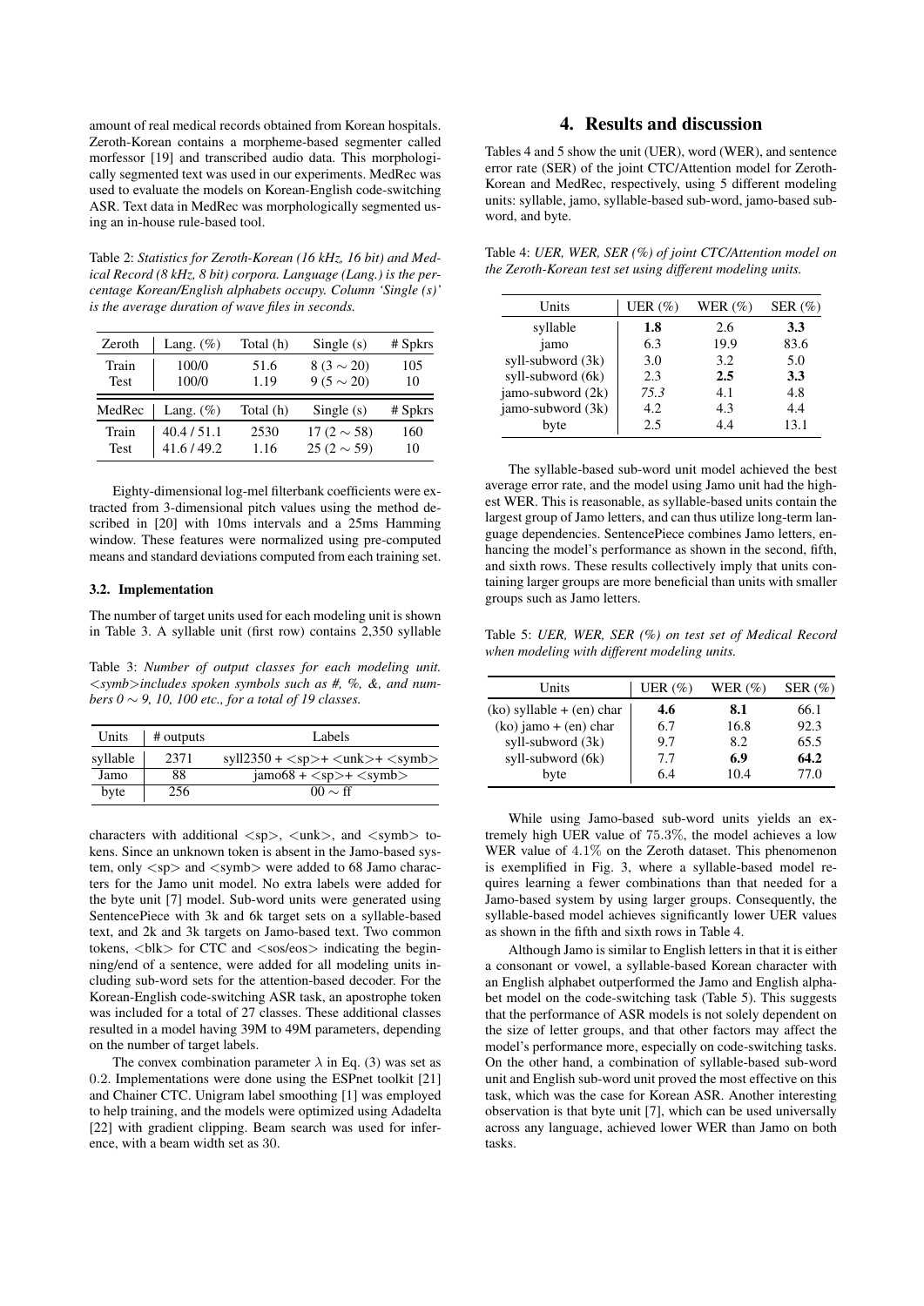amount of real medical records obtained from Korean hospitals. Zeroth-Korean contains a morpheme-based segmenter called morfessor [19] and transcribed audio data. This morphologically segmented text was used in our experiments. MedRec was used to evaluate the models on Korean-English code-switching ASR. Text data in MedRec was morphologically segmented using an in-house rule-based tool.

Table 2: *Statistics for Zeroth-Korean (16 kHz, 16 bit) and Medical Record (8 kHz, 8 bit) corpora. Language (Lang.) is the percentage Korean/English alphabets occupy. Column 'Single (s)' is the average duration of wave files in seconds.*

| Zeroth | Lang. (%) | Total (h) | Single (s) | # Spkrs |
|---|---|---|---|---|
| Train | 100/0 | 51.6 | 8 (3 ∼ 20) | 105 |
| Test | 100/0 | 1.19 | 9 (5 ∼ 20) | 10 |
| **MedRec** | **Lang. (%)** | **Total (h)** | **Single (s)** | **# Spkrs** |
| Train | 40.4 / 51.1 | 2530 | 17 (2 ∼ 58) | 160 |
| Test | 41.6 / 49.2 | 1.16 | 25 (2 ∼ 59) | 10 |

Eighty-dimensional log-mel filterbank coefficients were extracted from 3-dimensional pitch values using the method described in [20] with 10ms intervals and a 25ms Hamming window. These features were normalized using pre-computed means and standard deviations computed from each training set.

### 3.2. Implementation

The number of target units used for each modeling unit is shown in Table 3. A syllable unit (first row) contains 2,350 syllable characters with additional <sp>, <unk>, and <symb> tokens. Since an unknown token is absent in the Jamo-based system, only <sp> and <symb> were added to 68 Jamo characters for the Jamo unit model. No extra labels were added for the byte unit [7] model. Sub-word units were generated using SentencePiece with 3k and 6k target sets on a syllable-based text, and 2k and 3k targets on Jamo-based text. Two common tokens, <blk> for CTC and <sos/eos> indicating the beginning/end of a sentence, were added for all modeling units including sub-word sets for the attention-based decoder. For the Korean-English code-switching ASR task, an apostrophe token was included for a total of 27 classes. These additional classes resulted in a model having 39M to 49M parameters, depending on the number of target labels.

Table 3: *Number of output classes for each modeling unit. <symb> includes spoken symbols such as #, %, &, and numbers 0 ∼ 9, 10, 100 etc., for a total of 19 classes.*

| Units | # outputs | Labels |
|---|---|---|
| syllable | 2371 | syll2350 + <sp>+ <unk>+ <symb> |
| Jamo | 88 | jamo68 + <sp>+ <symb> |
| byte | 256 | 00 ∼ ff |

The convex combination parameter $\lambda$ in Eq. (3) was set as $0.2$. Implementations were done using the ESPnet toolkit [21] and Chainer CTC. Unigram label smoothing [1] was employed to help training, and the models were optimized using Adadelta [22] with gradient clipping. Beam search was used for inference, with a beam width set as $30$.

## 4. Results and discussion

Tables 4 and 5 show the unit (UER), word (WER), and sentence error rate (SER) of the joint CTC/Attention model for Zeroth-Korean and MedRec, respectively, using 5 different modeling units: syllable, jamo, syllable-based sub-word, jamo-based sub-word, and byte.

Table 4: *UER, WER, SER (%) of joint CTC/Attention model on the Zeroth-Korean test set using different modeling units.*

| Units | UER (%) | WER (%) | SER (%) |
|---|---|---|---|
| syllable | **1.8** | 2.6 | **3.3** |
| jamo | 6.3 | 19.9 | 83.6 |
| syll-subword (3k) | 3.0 | 3.2 | 5.0 |
| syll-subword (6k) | 2.3 | **2.5** | **3.3** |
| jamo-subword (2k) | *75.3* | 4.1 | 4.8 |
| jamo-subword (3k) | 4.2 | 4.3 | 4.4 |
| byte | 2.5 | 4.4 | 13.1 |

The syllable-based sub-word unit model achieved the best average error rate, and the model using Jamo unit had the highest WER. This is reasonable, as syllable-based units contain the largest group of Jamo letters, and can thus utilize long-term language dependencies. SentencePiece combines Jamo letters, enhancing the model's performance as shown in the second, fifth, and sixth rows. These results collectively imply that units containing larger groups are more beneficial than units with smaller groups such as Jamo letters.

Table 5: *UER, WER, SER (%) on test set of Medical Record when modeling with different modeling units.*

| Units | UER (%) | WER (%) | SER (%) |
|---|---|---|---|
| (ko) syllable + (en) char | **4.6** | 8.1 | 66.1 |
| (ko) jamo + (en) char | 6.7 | 16.8 | 92.3 |
| syll-subword (3k) | 9.7 | 8.2 | 65.5 |
| syll-subword (6k) | 7.7 | **6.9** | **64.2** |
| byte | 6.4 | 10.4 | 77.0 |

While using Jamo-based sub-word units yields an extremely high UER value of $75.3\%$, the model achieves a low WER value of $4.1\%$ on the Zeroth dataset. This phenomenon is exemplified in Fig. 3, where a syllable-based model requires learning a fewer combinations than that needed for a Jamo-based system by using larger groups. Consequently, the syllable-based model achieves significantly lower UER values as shown in the fifth and sixth rows in Table 4.

Although Jamo is similar to English letters in that it is either a consonant or vowel, a syllable-based Korean character with an English alphabet outperformed the Jamo and English alphabet model on the code-switching task (Table 5). This suggests that the performance of ASR models is not solely dependent on the size of letter groups, and that other factors may affect the model's performance more, especially on code-switching tasks. On the other hand, a combination of syllable-based sub-word unit and English sub-word unit proved the most effective on this task, which was the case for Korean ASR. Another interesting observation is that byte unit [7], which can be used universally across any language, achieved lower WER than Jamo on both tasks.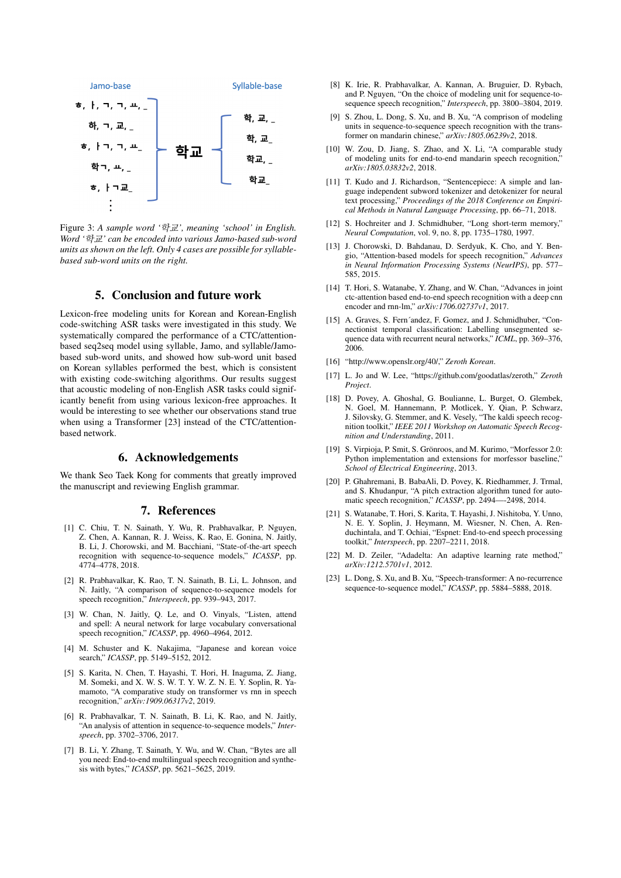Jamo-base

ㅎ, ㅏ, ㄱ, ㄱ, ㅛ, _

학, ㄱ, 교, _

ㅎ, ㅏㄱ, ㄱ, ㅛ_

학ㄱ, ㅛ, _

ㅎ, ㅏㄱ교_

⋮

학교

Syllable-base

학, 교, _

학, 교_

학교, _

학교_

Figure 3: *A sample word '학교', meaning 'school' in English. Word '학교' can be encoded into various Jamo-based sub-word units as shown on the left. Only 4 cases are possible for syllable-based sub-word units on the right.*

## 5. Conclusion and future work

Lexicon-free modeling units for Korean and Korean-English code-switching ASR tasks were investigated in this study. We systematically compared the performance of a CTC/attention-based seq2seq model using syllable, Jamo, and syllable/Jamo-based sub-word units, and showed how sub-word unit based on Korean syllables performed the best, which is consistent with existing code-switching algorithms. Our results suggest that acoustic modeling of non-English ASR tasks could significantly benefit from using various lexicon-free approaches. It would be interesting to see whether our observations stand true when using a Transformer [23] instead of the CTC/attention-based network.

## 6. Acknowledgements

We thank Seo Taek Kong for comments that greatly improved the manuscript and reviewing English grammar.

## 7. References

[1] C. Chiu, T. N. Sainath, Y. Wu, R. Prabhavalkar, P. Nguyen, Z. Chen, A. Kannan, R. J. Weiss, K. Rao, E. Gonina, N. Jaitly, B. Li, J. Chorowski, and M. Bacchiani, "State-of-the-art speech recognition with sequence-to-sequence models," *ICASSP*, pp. 4774–4778, 2018.

[2] R. Prabhavalkar, K. Rao, T. N. Sainath, B. Li, L. Johnson, and N. Jaitly, "A comparison of sequence-to-sequence models for speech recognition," *Interspeech*, pp. 939–943, 2017.

[3] W. Chan, N. Jaitly, Q. Le, and O. Vinyals, "Listen, attend and spell: A neural network for large vocabulary conversational speech recognition," *ICASSP*, pp. 4960–4964, 2012.

[4] M. Schuster and K. Nakajima, "Japanese and korean voice search," *ICASSP*, pp. 5149–5152, 2012.

[5] S. Karita, N. Chen, T. Hayashi, T. Hori, H. Inaguma, Z. Jiang, M. Someki, and X. W. S. W. T. Y. W. Z. N. E. Y. Soplin, R. Yamamoto, "A comparative study on transformer vs rnn in speech recognition," *arXiv:1909.06317v2*, 2019.

[6] R. Prabhavalkar, T. N. Sainath, B. Li, K. Rao, and N. Jaitly, "An analysis of attention in sequence-to-sequence models," *Interspeech*, pp. 3702–3706, 2017.

[7] B. Li, Y. Zhang, T. Sainath, Y. Wu, and W. Chan, "Bytes are all you need: End-to-end multilingual speech recognition and synthesis with bytes," *ICASSP*, pp. 5621–5625, 2019.

[8] K. Irie, R. Prabhavalkar, A. Kannan, A. Bruguier, D. Rybach, and P. Nguyen, "On the choice of modeling unit for sequence-to-sequence speech recognition," *Interspeech*, pp. 3800–3804, 2019.

[9] S. Zhou, L. Dong, S. Xu, and B. Xu, "A comparison of modeling units in sequence-to-sequence speech recognition with the transformer on mandarin chinese," *arXiv:1805.06239v2*, 2018.

[10] W. Zou, D. Jiang, S. Zhao, and X. Li, "A comparable study of modeling units for end-to-end mandarin speech recognition," *arXiv:1805.03832v2*, 2018.

[11] T. Kudo and J. Richardson, "Sentencepiece: A simple and language independent subword tokenizer and detokenizer for neural text processing," *Proceedings of the 2018 Conference on Empirical Methods in Natural Language Processing*, pp. 66–71, 2018.

[12] S. Hochreiter and J. Schmidhuber, "Long short-term memory," *Neural Computation*, vol. 9, no. 8, pp. 1735–1780, 1997.

[13] J. Chorowski, D. Bahdanau, D. Serdyuk, K. Cho, and Y. Bengio, "Attention-based models for speech recognition," *Advances in Neural Information Processing Systems (NeurIPS)*, pp. 577–585, 2015.

[14] T. Hori, S. Watanabe, Y. Zhang, and W. Chan, "Advances in joint ctc-attention based end-to-end speech recognition with a deep cnn encoder and rnn-lm," *arXiv:1706.02737v1*, 2017.

[15] A. Graves, S. Fern´andez, F. Gomez, and J. Schmidhuber, "Connectionist temporal classification: Labelling unsegmented sequence data with recurrent neural networks," *ICML*, pp. 369–376, 2006.

[16] "http://www.openslr.org/40/," *Zeroth Korean*.

[17] L. Jo and W. Lee, "https://github.com/goodatlas/zeroth," *Zeroth Project*.

[18] D. Povey, A. Ghoshal, G. Boulianne, L. Burget, O. Glembek, N. Goel, M. Hannemann, P. Motlicek, Y. Qian, P. Schwarz, J. Silovsky, G. Stemmer, and K. Vesely, "The kaldi speech recognition toolkit," *IEEE 2011 Workshop on Automatic Speech Recognition and Understanding*, 2011.

[19] S. Virpioja, P. Smit, S. Grönroos, and M. Kurimo, "Morfessor 2.0: Python implementation and extensions for morfessor baseline," *School of Electrical Engineering*, 2013.

[20] P. Ghahremani, B. BabaAli, D. Povey, K. Riedhammer, J. Trmal, and S. Khudanpur, "A pitch extraction algorithm tuned for automatic speech recognition," *ICASSP*, pp. 2494—-2498, 2014.

[21] S. Watanabe, T. Hori, S. Karita, T. Hayashi, J. Nishitoba, Y. Unno, N. E. Y. Soplin, J. Heymann, M. Wiesner, N. Chen, A. Renduchintala, and T. Ochiai, "Espnet: End-to-end speech processing toolkit," *Interspeech*, pp. 2207–2211, 2018.

[22] M. D. Zeiler, "Adadelta: An adaptive learning rate method," *arXiv:1212.5701v1*, 2012.

[23] L. Dong, S. Xu, and B. Xu, "Speech-transformer: A no-recurrence sequence-to-sequence model," *ICASSP*, pp. 5884–5888, 2018.